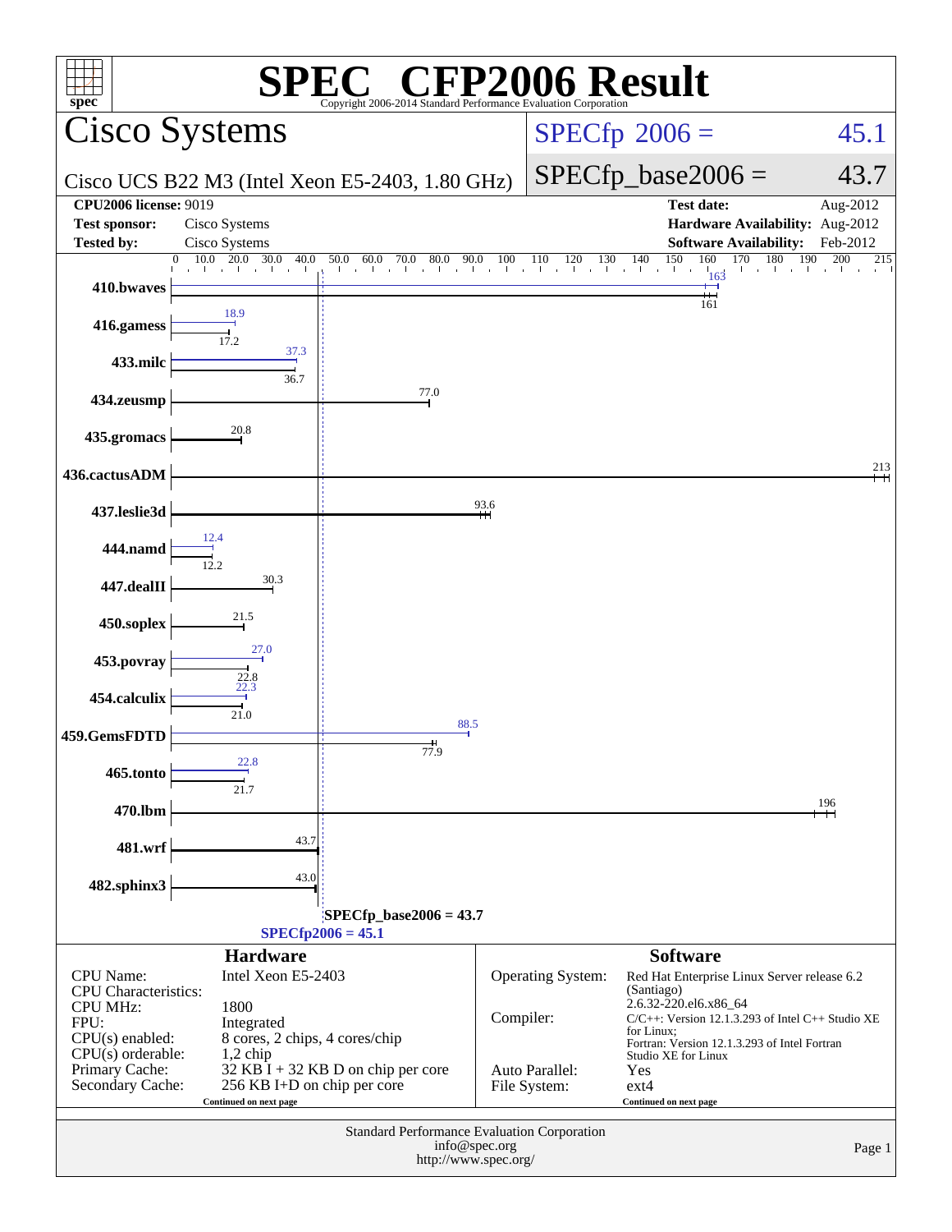# SPEC CFP2006 Result

Copyright 2006-2014 Standard Performance Evaluation Corporation

## Cisco Systems

Cisco UCS B22 M3 (Intel Xeon E5-2403, 1.80 GHz)

SPECfp 2006 = 45.1

SPECfp_base2006 = 43.7

| | | | |
|---|---|---|---|
| **CPU2006 license:** 9019 | | **Test date:** | Aug-2012 |
| **Test sponsor:** | Cisco Systems | **Hardware Availability:** | Aug-2012 |
| **Tested by:** | Cisco Systems | **Software Availability:** | Feb-2012 |

| Benchmark | Peak | Base |
|---|---|---|
| 410.bwaves | 163 | 161 |
| 416.gamess | 18.9 | 17.2 |
| 433.milc | 37.3 | 36.7 |
| 434.zeusmp | | 77.0 |
| 435.gromacs | | 20.8 |
| 436.cactusADM | | 213 |
| 437.leslie3d | | 93.6 |
| 444.namd | 12.4 | 12.2 |
| 447.dealII | | 30.3 |
| 450.soplex | | 21.5 |
| 453.povray | 27.0 | 22.8 |
| 454.calculix | 22.3 | 21.0 |
| 459.GemsFDTD | 88.5 | 77.9 |
| 465.tonto | 22.8 | 21.7 |
| 470.lbm | | 196 |
| 481.wrf | | 43.7 |
| 482.sphinx3 | | 43.0 |

SPECfp_base2006 = 43.7

SPECfp2006 = 45.1

### Hardware

| | |
|---|---|
| CPU Name: | Intel Xeon E5-2403 |
| CPU Characteristics: | |
| CPU MHz: | 1800 |
| FPU: | Integrated |
| CPU(s) enabled: | 8 cores, 2 chips, 4 cores/chip |
| CPU(s) orderable: | 1,2 chip |
| Primary Cache: | 32 KB I + 32 KB D on chip per core |
| Secondary Cache: | 256 KB I+D on chip per core |

Continued on next page

### Software

| | |
|---|---|
| Operating System: | Red Hat Enterprise Linux Server release 6.2 (Santiago) 2.6.32-220.el6.x86_64 |
| Compiler: | C/C++: Version 12.1.3.293 of Intel C++ Studio XE for Linux; Fortran: Version 12.1.3.293 of Intel Fortran Studio XE for Linux |
| Auto Parallel: | Yes |
| File System: | ext4 |

Continued on next page

Standard Performance Evaluation Corporation
info@spec.org
http://www.spec.org/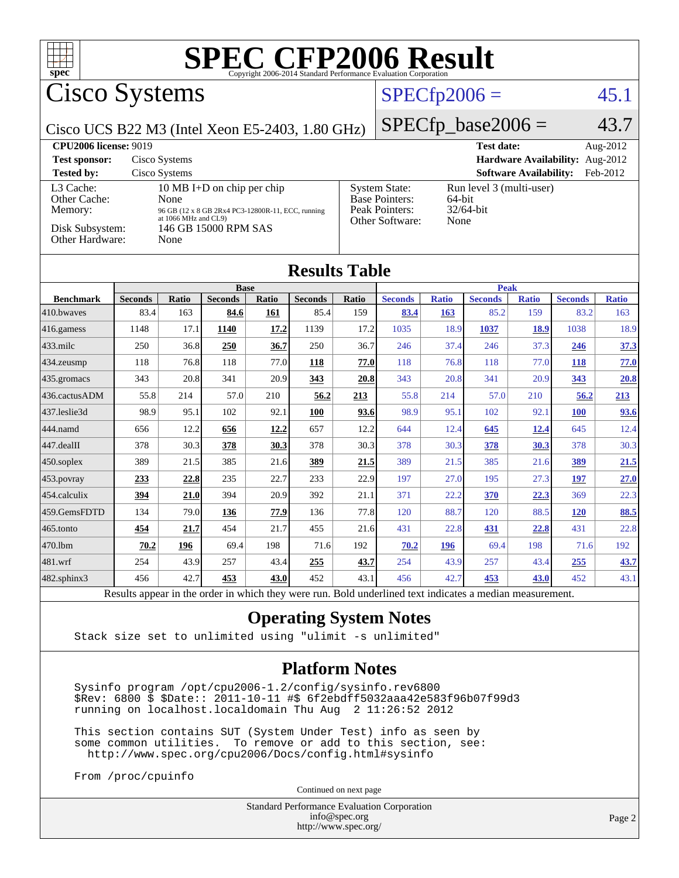# SPEC CFP2006 Result

Copyright 2006-2014 Standard Performance Evaluation Corporation

## Cisco Systems

Cisco UCS B22 M3 (Intel Xeon E5-2403, 1.80 GHz)

SPECfp2006 = 45.1

SPECfp_base2006 = 43.7

| | | | |
|---|---|---|---|
| **CPU2006 license:** 9019 | | **Test date:** | Aug-2012 |
| **Test sponsor:** | Cisco Systems | **Hardware Availability:** | Aug-2012 |
| **Tested by:** | Cisco Systems | **Software Availability:** | Feb-2012 |

| | |
|---|---|
| L3 Cache: | 10 MB I+D on chip per chip |
| Other Cache: | None |
| Memory: | 96 GB (12 x 8 GB 2Rx4 PC3-12800R-11, ECC, running at 1066 MHz and CL9) |
| Disk Subsystem: | 146 GB 15000 RPM SAS |
| Other Hardware: | None |

| | |
|---|---|
| System State: | Run level 3 (multi-user) |
| Base Pointers: | 64-bit |
| Peak Pointers: | 32/64-bit |
| Other Software: | None |

## Results Table

| | Base | | | | | | Peak | | | | | |
|---|---|---|---|---|---|---|---|---|---|---|---|---|
| **Benchmark** | **Seconds** | **Ratio** | **Seconds** | **Ratio** | **Seconds** | **Ratio** | **Seconds** | **Ratio** | **Seconds** | **Ratio** | **Seconds** | **Ratio** |
| 410.bwaves | 83.4 | 163 | **84.6** | **161** | 85.4 | 159 | **83.4** | **163** | 85.2 | 159 | 83.2 | 163 |
| 416.gamess | 1148 | 17.1 | **1140** | **17.2** | 1139 | 17.2 | 1035 | 18.9 | **1037** | **18.9** | 1038 | 18.9 |
| 433.milc | 250 | 36.8 | **250** | **36.7** | 250 | 36.7 | 246 | 37.4 | 246 | 37.3 | **246** | **37.3** |
| 434.zeusmp | 118 | 76.8 | 118 | 77.0 | **118** | **77.0** | 118 | 76.8 | 118 | 77.0 | **118** | **77.0** |
| 435.gromacs | 343 | 20.8 | 341 | 20.9 | **343** | **20.8** | 343 | 20.8 | 341 | 20.9 | **343** | **20.8** |
| 436.cactusADM | 55.8 | 214 | 57.0 | 210 | **56.2** | **213** | 55.8 | 214 | 57.0 | 210 | **56.2** | **213** |
| 437.leslie3d | 98.9 | 95.1 | 102 | 92.1 | **100** | **93.6** | 98.9 | 95.1 | 102 | 92.1 | **100** | **93.6** |
| 444.namd | 656 | 12.2 | **656** | **12.2** | 657 | 12.2 | 644 | 12.4 | **645** | **12.4** | 645 | 12.4 |
| 447.dealII | 378 | 30.3 | **378** | **30.3** | 378 | 30.3 | 378 | 30.3 | **378** | **30.3** | 378 | 30.3 |
| 450.soplex | 389 | 21.5 | 385 | 21.6 | **389** | **21.5** | 389 | 21.5 | 385 | 21.6 | **389** | **21.5** |
| 453.povray | **233** | **22.8** | 235 | 22.7 | 233 | 22.9 | 197 | 27.0 | 195 | 27.3 | **197** | **27.0** |
| 454.calculix | **394** | **21.0** | 394 | 20.9 | 392 | 21.1 | 371 | 22.2 | **370** | **22.3** | 369 | 22.3 |
| 459.GemsFDTD | 134 | 79.0 | **136** | **77.9** | 136 | 77.8 | 120 | 88.7 | 120 | 88.5 | **120** | **88.5** |
| 465.tonto | **454** | **21.7** | 454 | 21.7 | 455 | 21.6 | 431 | 22.8 | **431** | **22.8** | 431 | 22.8 |
| 470.lbm | **70.2** | **196** | 69.4 | 198 | 71.6 | 192 | **70.2** | **196** | 69.4 | 198 | 71.6 | 192 |
| 481.wrf | 254 | 43.9 | 257 | 43.4 | **255** | **43.7** | 254 | 43.9 | 257 | 43.4 | **255** | **43.7** |
| 482.sphinx3 | 456 | 42.7 | **453** | **43.0** | 452 | 43.1 | 456 | 42.7 | **453** | **43.0** | 452 | 43.1 |

Results appear in the order in which they were run. Bold underlined text indicates a median measurement.

## Operating System Notes

```
Stack size set to unlimited using "ulimit -s unlimited"
```

## Platform Notes

```
Sysinfo program /opt/cpu2006-1.2/config/sysinfo.rev6800
$Rev: 6800 $ $Date:: 2011-10-11 #$ 6f2ebdff5032aaa42e583f96b07f99d3
running on localhost.localdomain Thu Aug  2 11:26:52 2012

This section contains SUT (System Under Test) info as seen by
some common utilities.  To remove or add to this section, see:
  http://www.spec.org/cpu2006/Docs/config.html#sysinfo

From /proc/cpuinfo
```

Continued on next page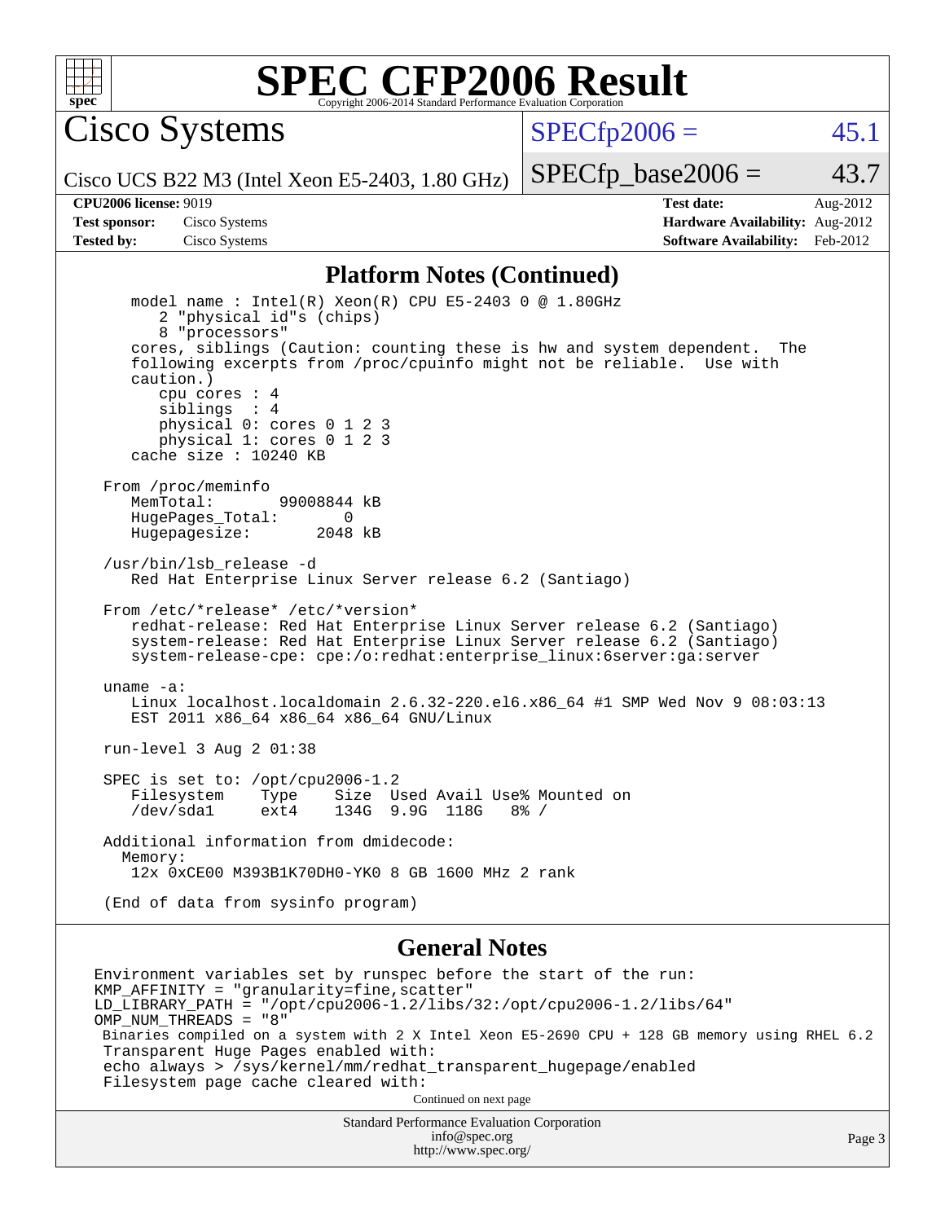# SPEC CFP2006 Result

Copyright 2006-2014 Standard Performance Evaluation Corporation

**Cisco Systems**

Cisco UCS B22 M3 (Intel Xeon E5-2403, 1.80 GHz)

SPECfp2006 = 45.1

SPECfp_base2006 = 43.7

| | | | |
|---|---|---|---|
| **CPU2006 license:** 9019 | | **Test date:** | Aug-2012 |
| **Test sponsor:** | Cisco Systems | **Hardware Availability:** | Aug-2012 |
| **Tested by:** | Cisco Systems | **Software Availability:** | Feb-2012 |

## Platform Notes (Continued)

```
      model name : Intel(R) Xeon(R) CPU E5-2403 0 @ 1.80GHz
         2 "physical id"s (chips)
         8 "processors"
      cores, siblings (Caution: counting these is hw and system dependent.  The
      following excerpts from /proc/cpuinfo might not be reliable.  Use with
      caution.)
         cpu cores : 4
         siblings  : 4
         physical 0: cores 0 1 2 3
         physical 1: cores 0 1 2 3
      cache size : 10240 KB

   From /proc/meminfo
      MemTotal:       99008844 kB
      HugePages_Total:       0
      Hugepagesize:       2048 kB

   /usr/bin/lsb_release -d
      Red Hat Enterprise Linux Server release 6.2 (Santiago)

   From /etc/*release* /etc/*version*
      redhat-release: Red Hat Enterprise Linux Server release 6.2 (Santiago)
      system-release: Red Hat Enterprise Linux Server release 6.2 (Santiago)
      system-release-cpe: cpe:/o:redhat:enterprise_linux:6server:ga:server

   uname -a:
      Linux localhost.localdomain 2.6.32-220.el6.x86_64 #1 SMP Wed Nov 9 08:03:13
      EST 2011 x86_64 x86_64 x86_64 GNU/Linux

   run-level 3 Aug 2 01:38

   SPEC is set to: /opt/cpu2006-1.2
      Filesystem    Type    Size  Used Avail Use% Mounted on
      /dev/sda1     ext4    134G  9.9G  118G   8% /

   Additional information from dmidecode:
     Memory:
      12x 0xCE00 M393B1K70DH0-YK0 8 GB 1600 MHz 2 rank

   (End of data from sysinfo program)
```

## General Notes

```
Environment variables set by runspec before the start of the run:
KMP_AFFINITY = "granularity=fine,scatter"
LD_LIBRARY_PATH = "/opt/cpu2006-1.2/libs/32:/opt/cpu2006-1.2/libs/64"
OMP_NUM_THREADS = "8"
 Binaries compiled on a system with 2 X Intel Xeon E5-2690 CPU + 128 GB memory using RHEL 6.2
 Transparent Huge Pages enabled with:
 echo always > /sys/kernel/mm/redhat_transparent_hugepage/enabled
 Filesystem page cache cleared with:
```

Continued on next page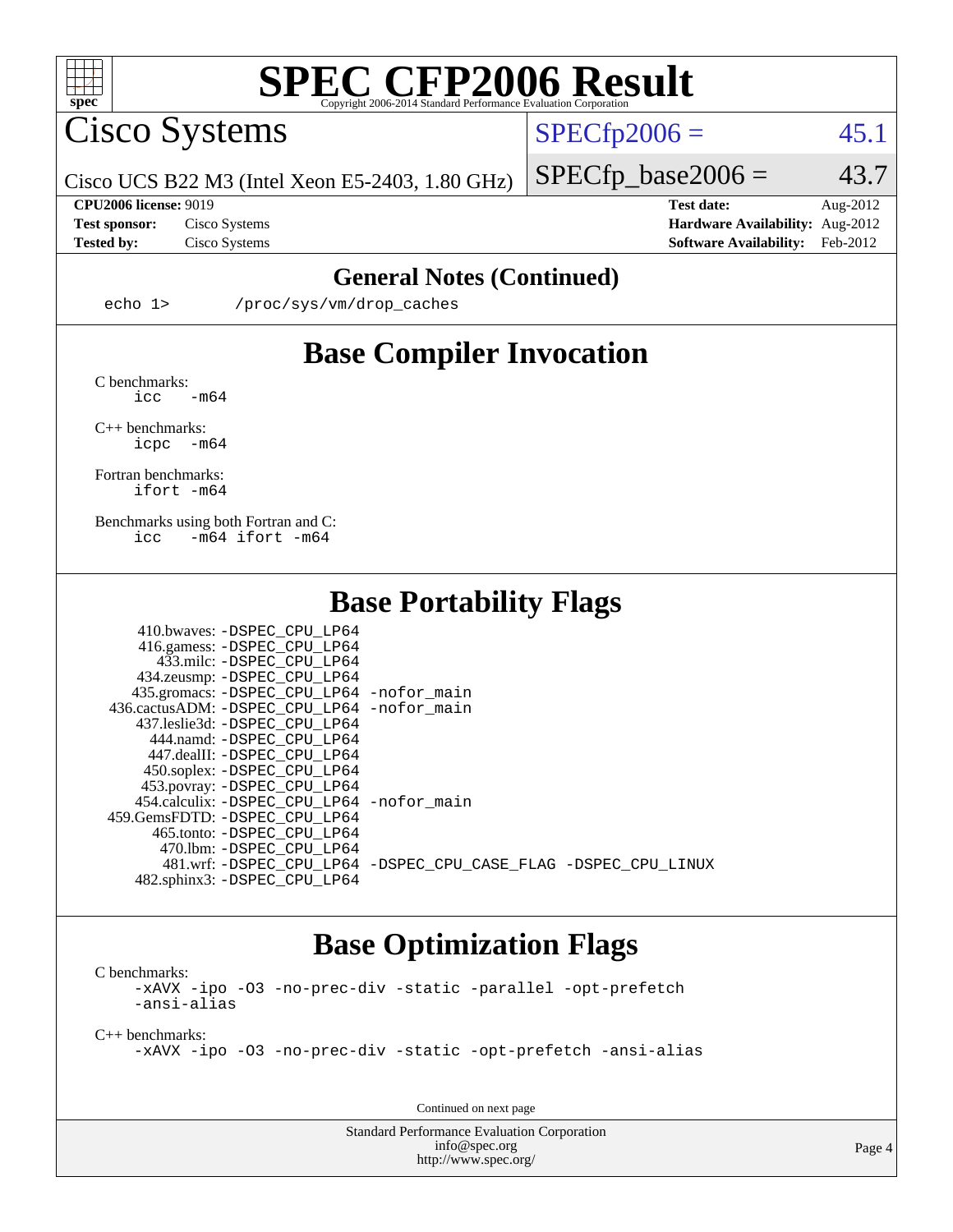# SPEC CFP2006 Result

Copyright 2006-2014 Standard Performance Evaluation Corporation

## Cisco Systems

Cisco UCS B22 M3 (Intel Xeon E5-2403, 1.80 GHz)

SPECfp2006 = 45.1

SPECfp_base2006 = 43.7

**CPU2006 license:** 9019
**Test sponsor:** Cisco Systems
**Tested by:** Cisco Systems

**Test date:** Aug-2012
**Hardware Availability:** Aug-2012
**Software Availability:** Feb-2012

## General Notes (Continued)

```
echo 1>       /proc/sys/vm/drop_caches
```

## Base Compiler Invocation

C benchmarks:
```
icc   -m64
```

C++ benchmarks:
```
icpc  -m64
```

Fortran benchmarks:
```
ifort -m64
```

Benchmarks using both Fortran and C:
```
icc   -m64 ifort -m64
```

## Base Portability Flags

```
   410.bwaves: -DSPEC_CPU_LP64
   416.gamess: -DSPEC_CPU_LP64
     433.milc: -DSPEC_CPU_LP64
   434.zeusmp: -DSPEC_CPU_LP64
  435.gromacs: -DSPEC_CPU_LP64 -nofor_main
436.cactusADM: -DSPEC_CPU_LP64 -nofor_main
  437.leslie3d: -DSPEC_CPU_LP64
     444.namd: -DSPEC_CPU_LP64
   447.dealII: -DSPEC_CPU_LP64
   450.soplex: -DSPEC_CPU_LP64
   453.povray: -DSPEC_CPU_LP64
  454.calculix: -DSPEC_CPU_LP64 -nofor_main
459.GemsFDTD: -DSPEC_CPU_LP64
    465.tonto: -DSPEC_CPU_LP64
      470.lbm: -DSPEC_CPU_LP64
      481.wrf: -DSPEC_CPU_LP64 -DSPEC_CPU_CASE_FLAG -DSPEC_CPU_LINUX
  482.sphinx3: -DSPEC_CPU_LP64
```

## Base Optimization Flags

C benchmarks:
```
-xAVX -ipo -O3 -no-prec-div -static -parallel -opt-prefetch
-ansi-alias
```

C++ benchmarks:
```
-xAVX -ipo -O3 -no-prec-div -static -opt-prefetch -ansi-alias
```

Continued on next page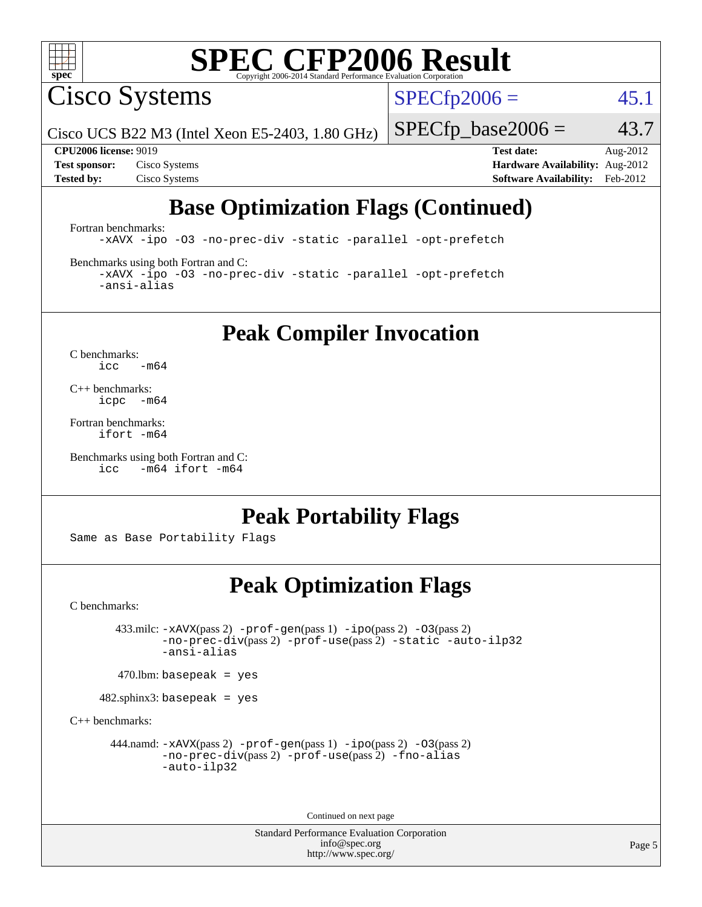# SPEC CFP2006 Result

Copyright 2006-2014 Standard Performance Evaluation Corporation

## Cisco Systems

Cisco UCS B22 M3 (Intel Xeon E5-2403, 1.80 GHz)

SPECfp2006 = 45.1

SPECfp_base2006 = 43.7

**CPU2006 license:** 9019
**Test sponsor:** Cisco Systems
**Tested by:** Cisco Systems

**Test date:** Aug-2012
**Hardware Availability:** Aug-2012
**Software Availability:** Feb-2012

## Base Optimization Flags (Continued)

Fortran benchmarks:

```
-xAVX -ipo -O3 -no-prec-div -static -parallel -opt-prefetch
```

Benchmarks using both Fortran and C:

```
-xAVX -ipo -O3 -no-prec-div -static -parallel -opt-prefetch
-ansi-alias
```

## Peak Compiler Invocation

C benchmarks:

```
icc   -m64
```

C++ benchmarks:

```
icpc  -m64
```

Fortran benchmarks:

```
ifort -m64
```

Benchmarks using both Fortran and C:

```
icc   -m64 ifort -m64
```

## Peak Portability Flags

Same as Base Portability Flags

## Peak Optimization Flags

C benchmarks:

433.milc: -xAVX(pass 2) -prof-gen(pass 1) -ipo(pass 2) -O3(pass 2) -no-prec-div(pass 2) -prof-use(pass 2) -static -auto-ilp32 -ansi-alias

470.lbm: basepeak = yes

482.sphinx3: basepeak = yes

C++ benchmarks:

444.namd: -xAVX(pass 2) -prof-gen(pass 1) -ipo(pass 2) -O3(pass 2) -no-prec-div(pass 2) -prof-use(pass 2) -fno-alias -auto-ilp32

Continued on next page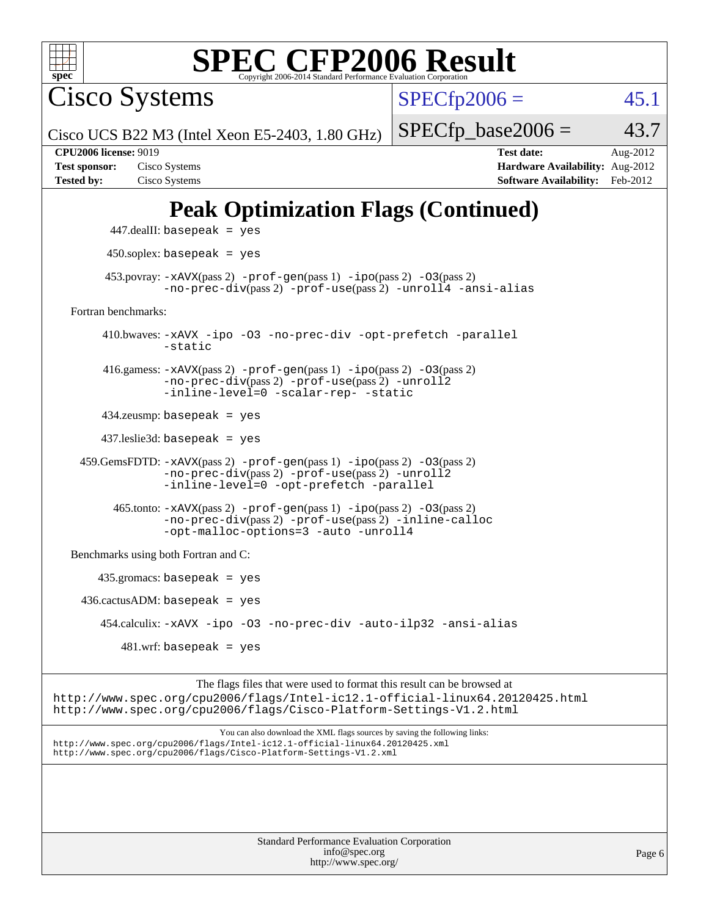# SPEC CFP2006 Result

Copyright 2006-2014 Standard Performance Evaluation Corporation

## Cisco Systems

Cisco UCS B22 M3 (Intel Xeon E5-2403, 1.80 GHz)

SPECfp2006 = 45.1

SPECfp_base2006 = 43.7

**CPU2006 license:** 9019
**Test sponsor:** Cisco Systems
**Tested by:** Cisco Systems

**Test date:** Aug-2012
**Hardware Availability:** Aug-2012
**Software Availability:** Feb-2012

## Peak Optimization Flags (Continued)

447.dealII: basepeak = yes

450.soplex: basepeak = yes

453.povray: -xAVX(pass 2) -prof-gen(pass 1) -ipo(pass 2) -O3(pass 2) -no-prec-div(pass 2) -prof-use(pass 2) -unroll4 -ansi-alias

Fortran benchmarks:

410.bwaves: -xAVX -ipo -O3 -no-prec-div -opt-prefetch -parallel -static

416.gamess: -xAVX(pass 2) -prof-gen(pass 1) -ipo(pass 2) -O3(pass 2) -no-prec-div(pass 2) -prof-use(pass 2) -unroll2 -inline-level=0 -scalar-rep- -static

434.zeusmp: basepeak = yes

437.leslie3d: basepeak = yes

459.GemsFDTD: -xAVX(pass 2) -prof-gen(pass 1) -ipo(pass 2) -O3(pass 2) -no-prec-div(pass 2) -prof-use(pass 2) -unroll2 -inline-level=0 -opt-prefetch -parallel

465.tonto: -xAVX(pass 2) -prof-gen(pass 1) -ipo(pass 2) -O3(pass 2) -no-prec-div(pass 2) -prof-use(pass 2) -inline-calloc -opt-malloc-options=3 -auto -unroll4

Benchmarks using both Fortran and C:

435.gromacs: basepeak = yes

436.cactusADM: basepeak = yes

454.calculix: -xAVX -ipo -O3 -no-prec-div -auto-ilp32 -ansi-alias

481.wrf: basepeak = yes

The flags files that were used to format this result can be browsed at
http://www.spec.org/cpu2006/flags/Intel-ic12.1-official-linux64.20120425.html
http://www.spec.org/cpu2006/flags/Cisco-Platform-Settings-V1.2.html

You can also download the XML flags sources by saving the following links:
http://www.spec.org/cpu2006/flags/Intel-ic12.1-official-linux64.20120425.xml
http://www.spec.org/cpu2006/flags/Cisco-Platform-Settings-V1.2.xml

Standard Performance Evaluation Corporation
info@spec.org
http://www.spec.org/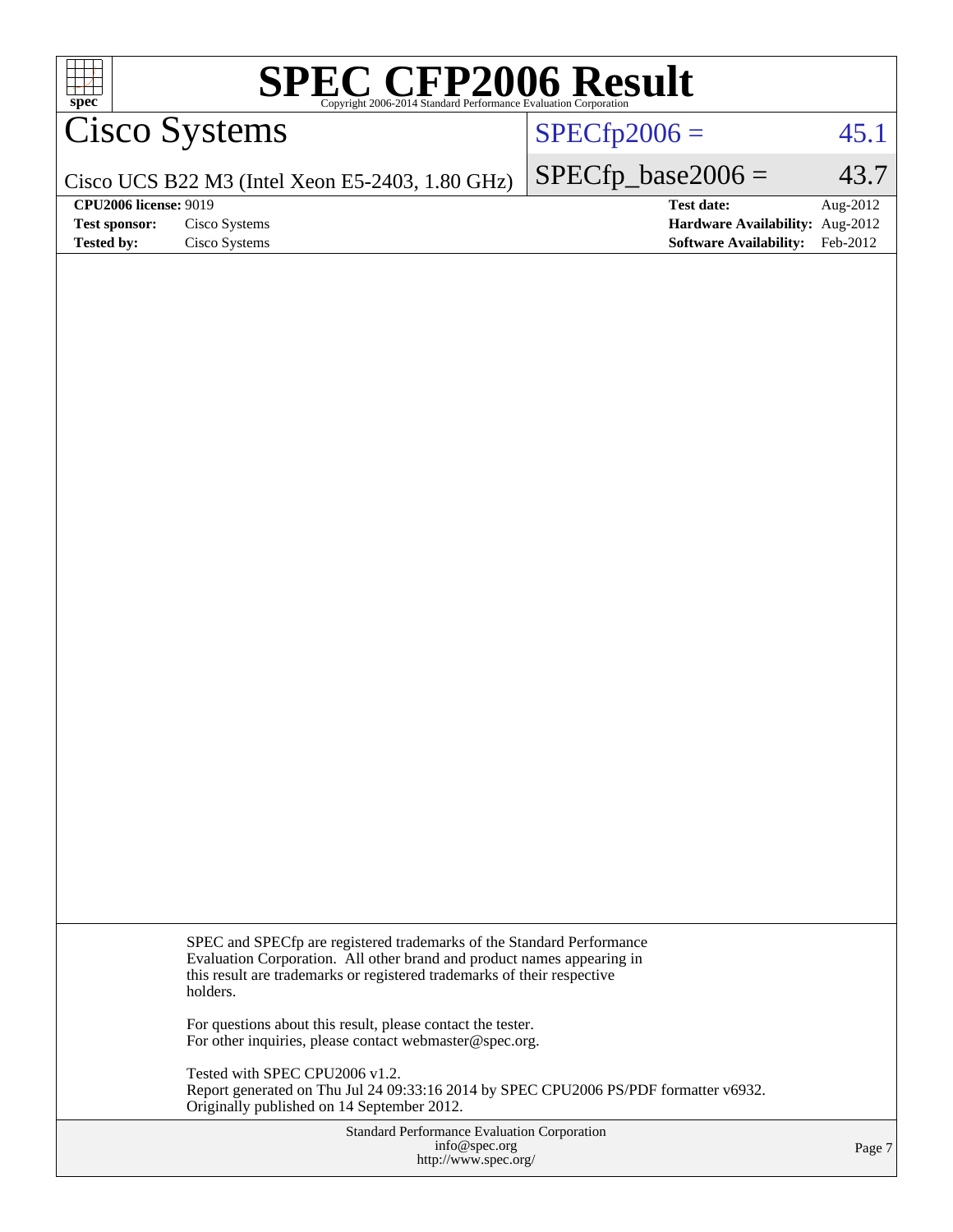# SPEC CFP2006 Result

Copyright 2006-2014 Standard Performance Evaluation Corporation

## Cisco Systems

Cisco UCS B22 M3 (Intel Xeon E5-2403, 1.80 GHz)

SPECfp2006 = 45.1

SPECfp_base2006 = 43.7

**CPU2006 license:** 9019
**Test sponsor:** Cisco Systems
**Tested by:** Cisco Systems

**Test date:** Aug-2012
**Hardware Availability:** Aug-2012
**Software Availability:** Feb-2012

SPEC and SPECfp are registered trademarks of the Standard Performance Evaluation Corporation. All other brand and product names appearing in this result are trademarks or registered trademarks of their respective holders.

For questions about this result, please contact the tester.
For other inquiries, please contact webmaster@spec.org.

Tested with SPEC CPU2006 v1.2.
Report generated on Thu Jul 24 09:33:16 2014 by SPEC CPU2006 PS/PDF formatter v6932.
Originally published on 14 September 2012.

Standard Performance Evaluation Corporation
info@spec.org
http://www.spec.org/